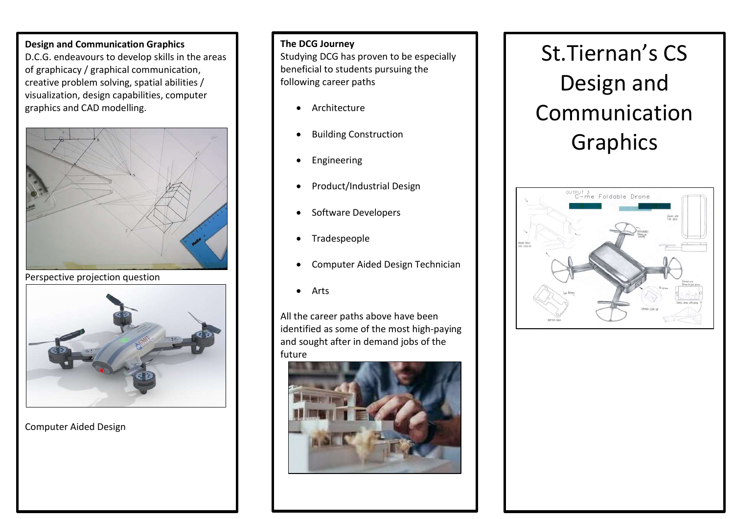**Design and Communication Graphics**

D.C.G. endeavours to develop skills in the areas of graphicacy / graphical communication, creative problem solving, spatial abilities / visualization, design capabilities, computer graphics and CAD modelling.

Perspective projection question

Computer Aided Design

**The DCG Journey**

Studying DCG has proven to be especially beneficial to students pursuing the following career paths

- Architecture
- Building Construction
- Engineering
- Product/Industrial Design
- Software Developers
- Tradespeople
- Computer Aided Design Technician
- Arts

All the career paths above have been identified as some of the most high-paying and sought after in demand jobs of the future

# St.Tiernan's CS Design and Communication Graphics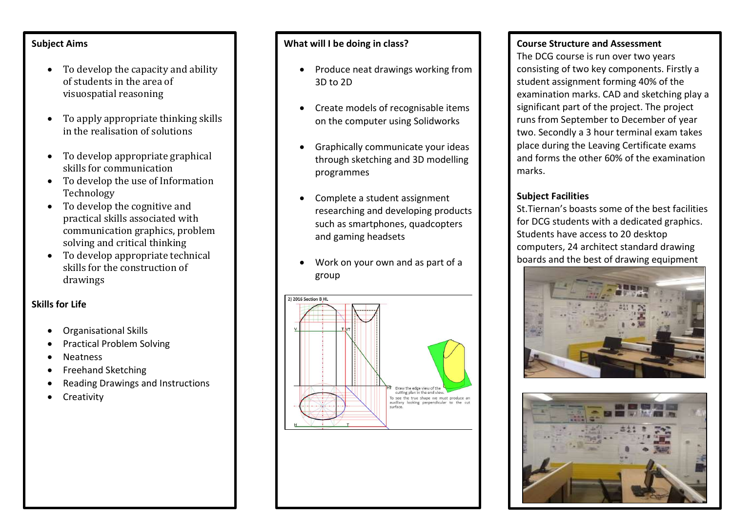**Subject Aims**

- To develop the capacity and ability of students in the area of visuospatial reasoning
- To apply appropriate thinking skills in the realisation of solutions
- To develop appropriate graphical skills for communication
- To develop the use of Information Technology
- To develop the cognitive and practical skills associated with communication graphics, problem solving and critical thinking
- To develop appropriate technical skills for the construction of drawings

**Skills for Life**

- Organisational Skills
- Practical Problem Solving
- Neatness
- Freehand Sketching
- Reading Drawings and Instructions
- Creativity

**What will I be doing in class?**

- Produce neat drawings working from 3D to 2D
- Create models of recognisable items on the computer using Solidworks
- Graphically communicate your ideas through sketching and 3D modelling programmes
- Complete a student assignment researching and developing products such as smartphones, quadcopters and gaming headsets
- Work on your own and as part of a group

2) 2016 Section B HL

V

T VT

HT Draw the edge view of the cutting plan in the end view.

To see the true shape we must produce an auxiliary looking perpendicular to the cut surface.

H

T

**Course Structure and Assessment**

The DCG course is run over two years consisting of two key components. Firstly a student assignment forming 40% of the examination marks. CAD and sketching play a significant part of the project. The project runs from September to December of year two. Secondly a 3 hour terminal exam takes place during the Leaving Certificate exams and forms the other 60% of the examination marks.

**Subject Facilities**

St.Tiernan's boasts some of the best facilities for DCG students with a dedicated graphics. Students have access to 20 desktop computers, 24 architect standard drawing boards and the best of drawing equipment